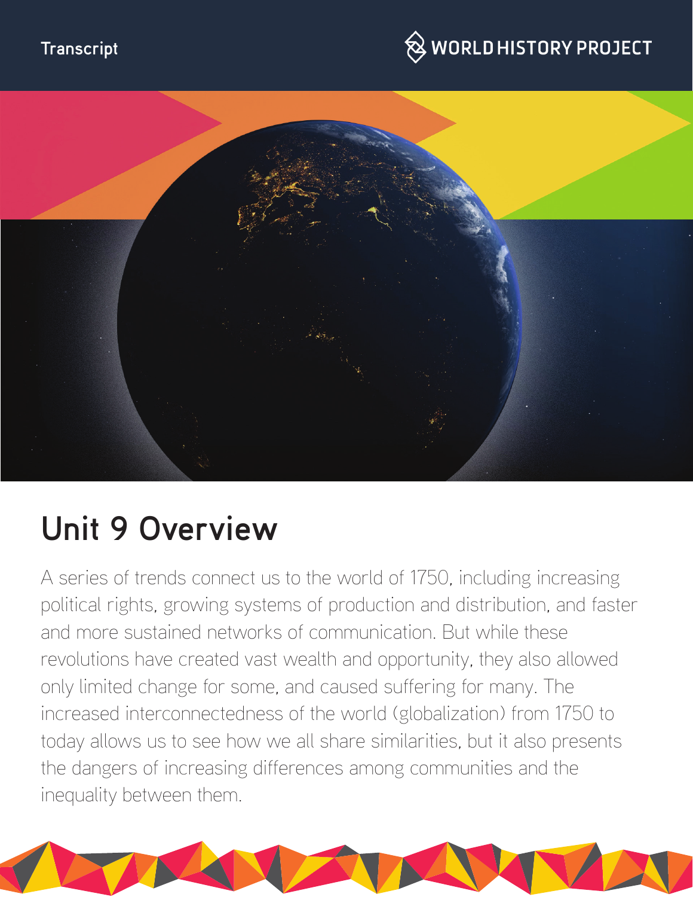Transcript

WORLD HISTORY PROJECT

# Unit 9 Overview

A series of trends connect us to the world of 1750, including increasing political rights, growing systems of production and distribution, and faster and more sustained networks of communication. But while these revolutions have created vast wealth and opportunity, they also allowed only limited change for some, and caused suffering for many. The increased interconnectedness of the world (globalization) from 1750 to today allows us to see how we all share similarities, but it also presents the dangers of increasing differences among communities and the inequality between them.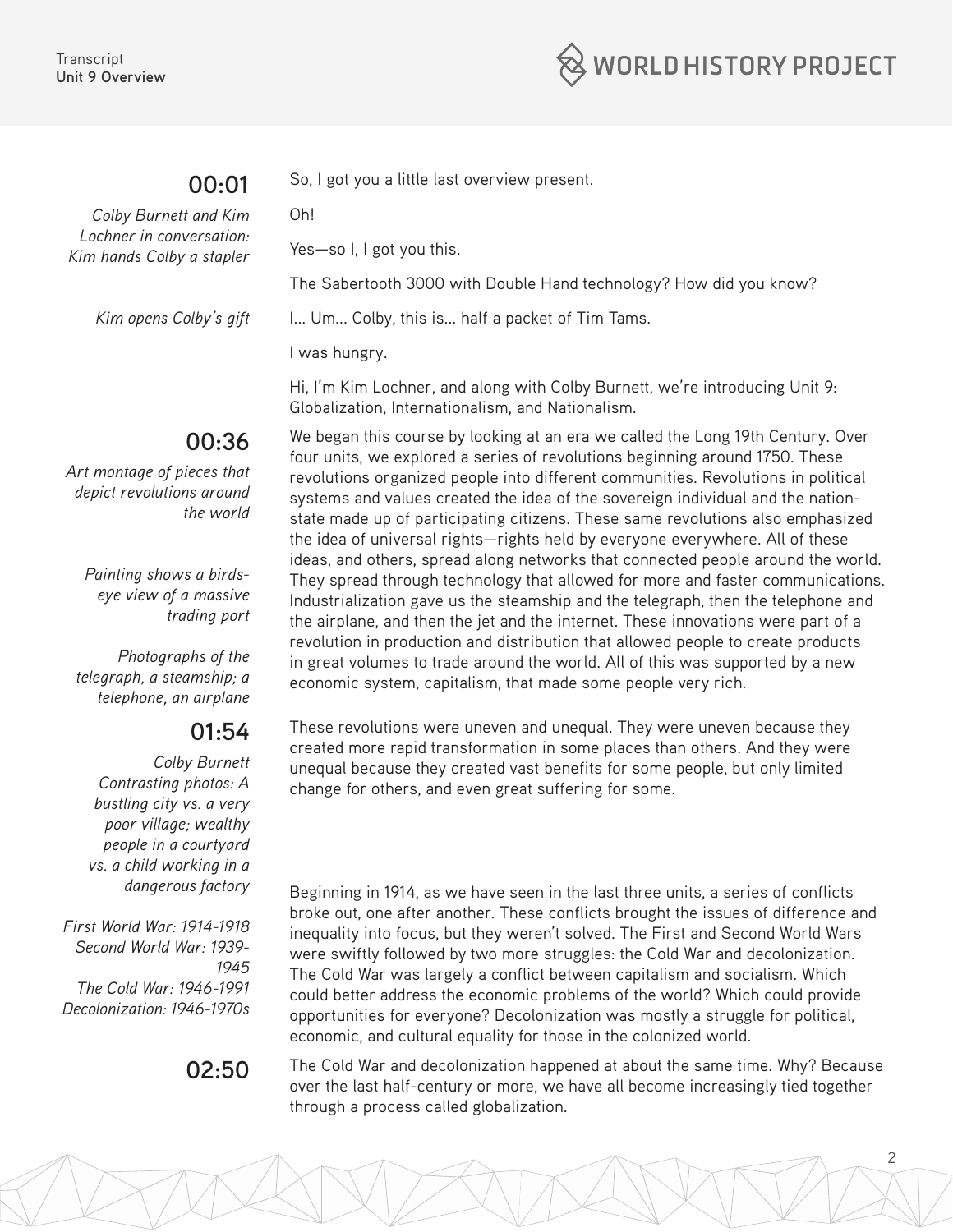**00:01**

*Colby Burnett and Kim Lochner in conversation: Kim hands Colby a stapler*

So, I got you a little last overview present.

Oh!

Yes—so I, I got you this.

The Sabertooth 3000 with Double Hand technology? How did you know?

*Kim opens Colby's gift*

I... Um... Colby, this is... half a packet of Tim Tams.

I was hungry.

Hi, I'm Kim Lochner, and along with Colby Burnett, we're introducing Unit 9: Globalization, Internationalism, and Nationalism.

**00:36**

*Art montage of pieces that depict revolutions around the world*

*Painting shows a birds-eye view of a massive trading port*

*Photographs of the telegraph, a steamship; a telephone, an airplane*

We began this course by looking at an era we called the Long 19th Century. Over four units, we explored a series of revolutions beginning around 1750. These revolutions organized people into different communities. Revolutions in political systems and values created the idea of the sovereign individual and the nation-state made up of participating citizens. These same revolutions also emphasized the idea of universal rights—rights held by everyone everywhere. All of these ideas, and others, spread along networks that connected people around the world. They spread through technology that allowed for more and faster communications. Industrialization gave us the steamship and the telegraph, then the telephone and the airplane, and then the jet and the internet. These innovations were part of a revolution in production and distribution that allowed people to create products in great volumes to trade around the world. All of this was supported by a new economic system, capitalism, that made some people very rich.

**01:54**

*Colby Burnett*

*Contrasting photos: A bustling city vs. a very poor village; wealthy people in a courtyard vs. a child working in a dangerous factory*

These revolutions were uneven and unequal. They were uneven because they created more rapid transformation in some places than others. And they were unequal because they created vast benefits for some people, but only limited change for others, and even great suffering for some.

*First World War: 1914-1918*
*Second World War: 1939-1945*
*The Cold War: 1946-1991*
*Decolonization: 1946-1970s*

Beginning in 1914, as we have seen in the last three units, a series of conflicts broke out, one after another. These conflicts brought the issues of difference and inequality into focus, but they weren't solved. The First and Second World Wars were swiftly followed by two more struggles: the Cold War and decolonization. The Cold War was largely a conflict between capitalism and socialism. Which could better address the economic problems of the world? Which could provide opportunities for everyone? Decolonization was mostly a struggle for political, economic, and cultural equality for those in the colonized world.

**02:50**

The Cold War and decolonization happened at about the same time. Why? Because over the last half-century or more, we have all become increasingly tied together through a process called globalization.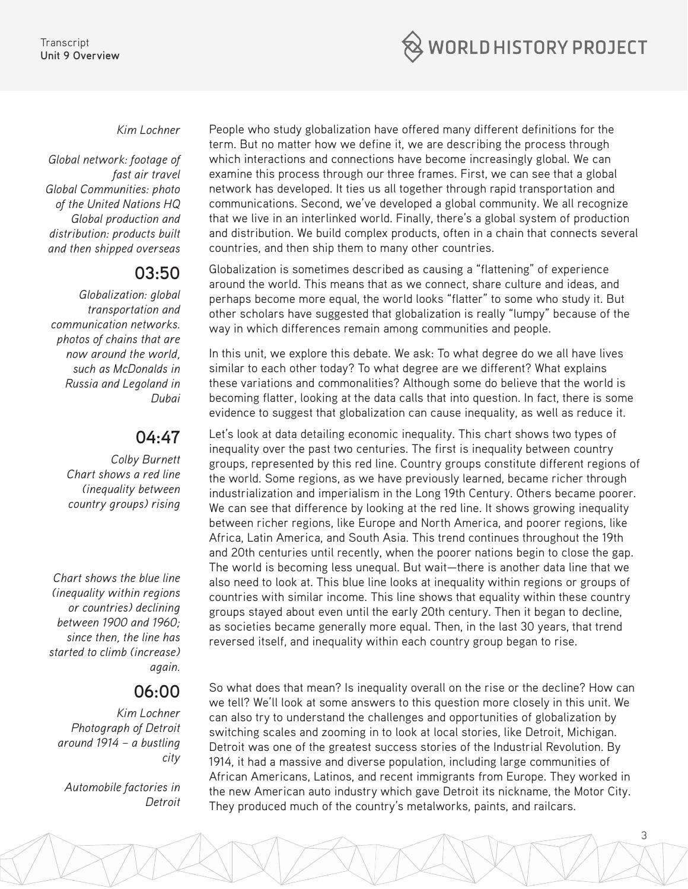*Kim Lochner*

*Global network: footage of fast air travel*
*Global Communities: photo of the United Nations HQ*
*Global production and distribution: products built and then shipped overseas*

People who study globalization have offered many different definitions for the term. But no matter how we define it, we are describing the process through which interactions and connections have become increasingly global. We can examine this process through our three frames. First, we can see that a global network has developed. It ties us all together through rapid transportation and communications. Second, we've developed a global community. We all recognize that we live in an interlinked world. Finally, there's a global system of production and distribution. We build complex products, often in a chain that connects several countries, and then ship them to many other countries.

**03:50**

*Globalization: global transportation and communication networks. photos of chains that are now around the world, such as McDonalds in Russia and Legoland in Dubai*

Globalization is sometimes described as causing a "flattening" of experience around the world. This means that as we connect, share culture and ideas, and perhaps become more equal, the world looks "flatter" to some who study it. But other scholars have suggested that globalization is really "lumpy" because of the way in which differences remain among communities and people.

In this unit, we explore this debate. We ask: To what degree do we all have lives similar to each other today? To what degree are we different? What explains these variations and commonalities? Although some do believe that the world is becoming flatter, looking at the data calls that into question. In fact, there is some evidence to suggest that globalization can cause inequality, as well as reduce it.

**04:47**

*Colby Burnett*
*Chart shows a red line (inequality between country groups) rising*

Let's look at data detailing economic inequality. This chart shows two types of inequality over the past two centuries. The first is inequality between country groups, represented by this red line. Country groups constitute different regions of the world. Some regions, as we have previously learned, became richer through industrialization and imperialism in the Long 19th Century. Others became poorer. We can see that difference by looking at the red line. It shows growing inequality between richer regions, like Europe and North America, and poorer regions, like Africa, Latin America, and South Asia. This trend continues throughout the 19th and 20th centuries until recently, when the poorer nations begin to close the gap. The world is becoming less unequal. But wait—there is another data line that we also need to look at. This blue line looks at inequality within regions or groups of countries with similar income. This line shows that equality within these country groups stayed about even until the early 20th century. Then it began to decline, as societies became generally more equal. Then, in the last 30 years, that trend reversed itself, and inequality within each country group began to rise.

*Chart shows the blue line (inequality within regions or countries) declining between 1900 and 1960; since then, the line has started to climb (increase) again.*

**06:00**

*Kim Lochner*
*Photograph of Detroit around 1914 – a bustling city*

*Automobile factories in Detroit*

So what does that mean? Is inequality overall on the rise or the decline? How can we tell? We'll look at some answers to this question more closely in this unit. We can also try to understand the challenges and opportunities of globalization by switching scales and zooming in to look at local stories, like Detroit, Michigan. Detroit was one of the greatest success stories of the Industrial Revolution. By 1914, it had a massive and diverse population, including large communities of African Americans, Latinos, and recent immigrants from Europe. They worked in the new American auto industry which gave Detroit its nickname, the Motor City. They produced much of the country's metalworks, paints, and railcars.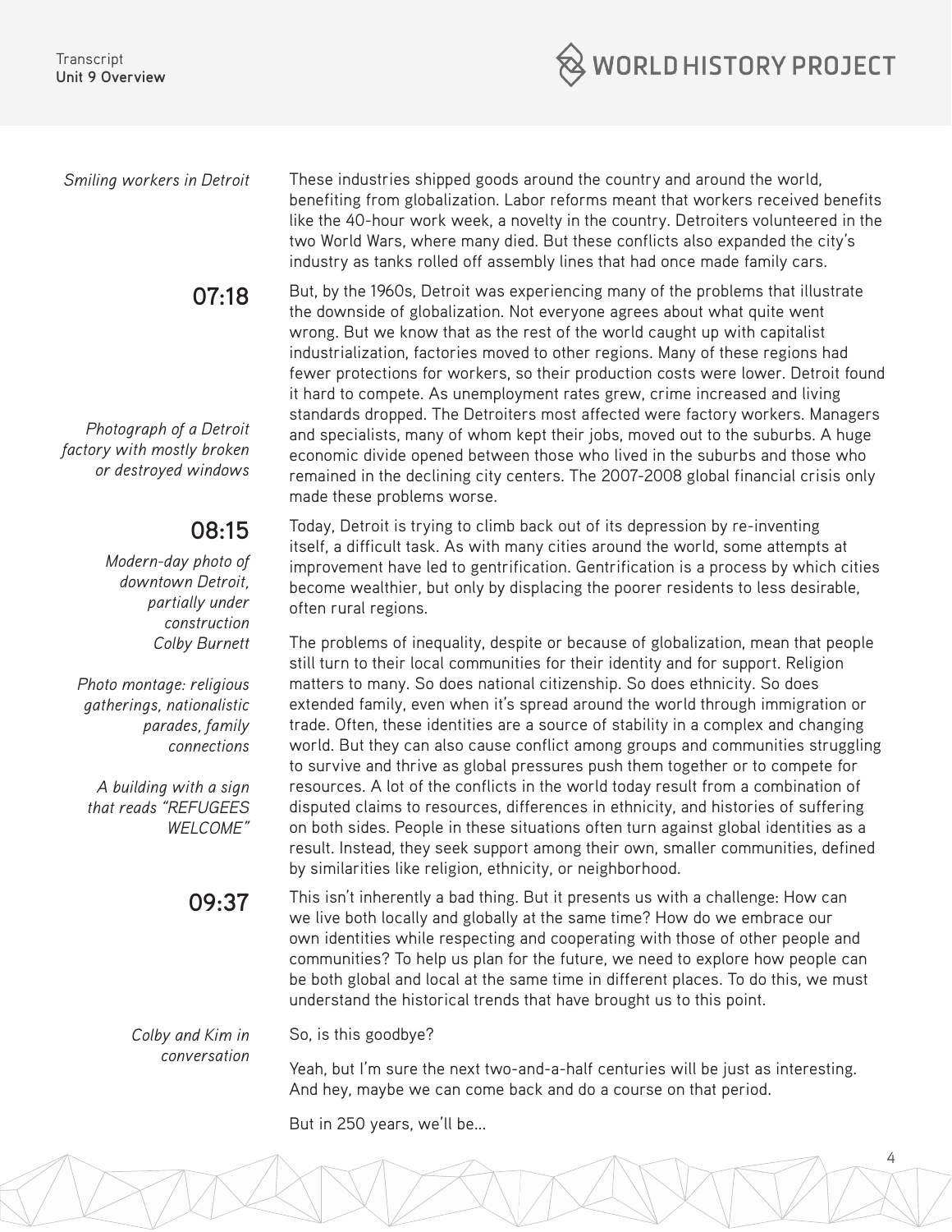*Smiling workers in Detroit*

These industries shipped goods around the country and around the world, benefiting from globalization. Labor reforms meant that workers received benefits like the 40-hour work week, a novelty in the country. Detroiters volunteered in the two World Wars, where many died. But these conflicts also expanded the city's industry as tanks rolled off assembly lines that had once made family cars.

**07:18**

But, by the 1960s, Detroit was experiencing many of the problems that illustrate the downside of globalization. Not everyone agrees about what quite went wrong. But we know that as the rest of the world caught up with capitalist industrialization, factories moved to other regions. Many of these regions had fewer protections for workers, so their production costs were lower. Detroit found it hard to compete. As unemployment rates grew, crime increased and living standards dropped. The Detroiters most affected were factory workers. Managers and specialists, many of whom kept their jobs, moved out to the suburbs. A huge economic divide opened between those who lived in the suburbs and those who remained in the declining city centers. The 2007-2008 global financial crisis only made these problems worse.

*Photograph of a Detroit factory with mostly broken or destroyed windows*

**08:15**

*Modern-day photo of downtown Detroit, partially under construction*
*Colby Burnett*

Today, Detroit is trying to climb back out of its depression by re-inventing itself, a difficult task. As with many cities around the world, some attempts at improvement have led to gentrification. Gentrification is a process by which cities become wealthier, but only by displacing the poorer residents to less desirable, often rural regions.

*Photo montage: religious gatherings, nationalistic parades, family connections*

*A building with a sign that reads "REFUGEES WELCOME"*

The problems of inequality, despite or because of globalization, mean that people still turn to their local communities for their identity and for support. Religion matters to many. So does national citizenship. So does ethnicity. So does extended family, even when it's spread around the world through immigration or trade. Often, these identities are a source of stability in a complex and changing world. But they can also cause conflict among groups and communities struggling to survive and thrive as global pressures push them together or to compete for resources. A lot of the conflicts in the world today result from a combination of disputed claims to resources, differences in ethnicity, and histories of suffering on both sides. People in these situations often turn against global identities as a result. Instead, they seek support among their own, smaller communities, defined by similarities like religion, ethnicity, or neighborhood.

**09:37**

This isn't inherently a bad thing. But it presents us with a challenge: How can we live both locally and globally at the same time? How do we embrace our own identities while respecting and cooperating with those of other people and communities? To help us plan for the future, we need to explore how people can be both global and local at the same time in different places. To do this, we must understand the historical trends that have brought us to this point.

*Colby and Kim in conversation*

So, is this goodbye?

Yeah, but I'm sure the next two-and-a-half centuries will be just as interesting. And hey, maybe we can come back and do a course on that period.

But in 250 years, we'll be...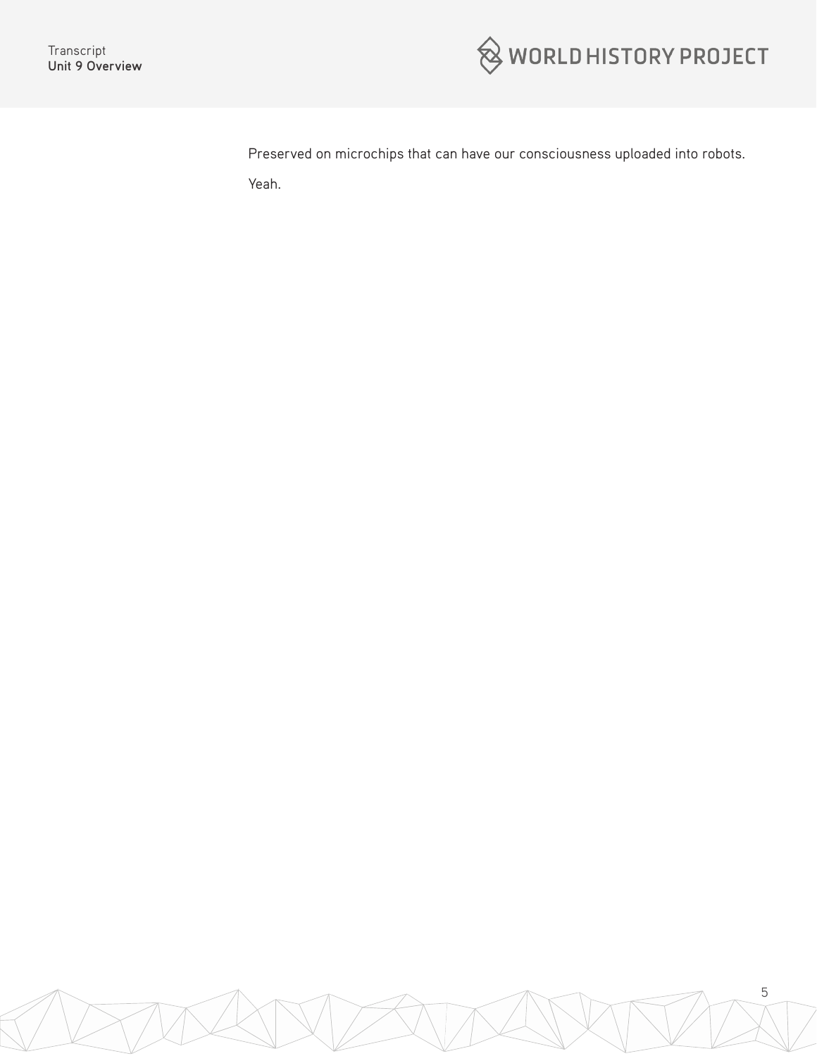Preserved on microchips that can have our consciousness uploaded into robots.

Yeah.